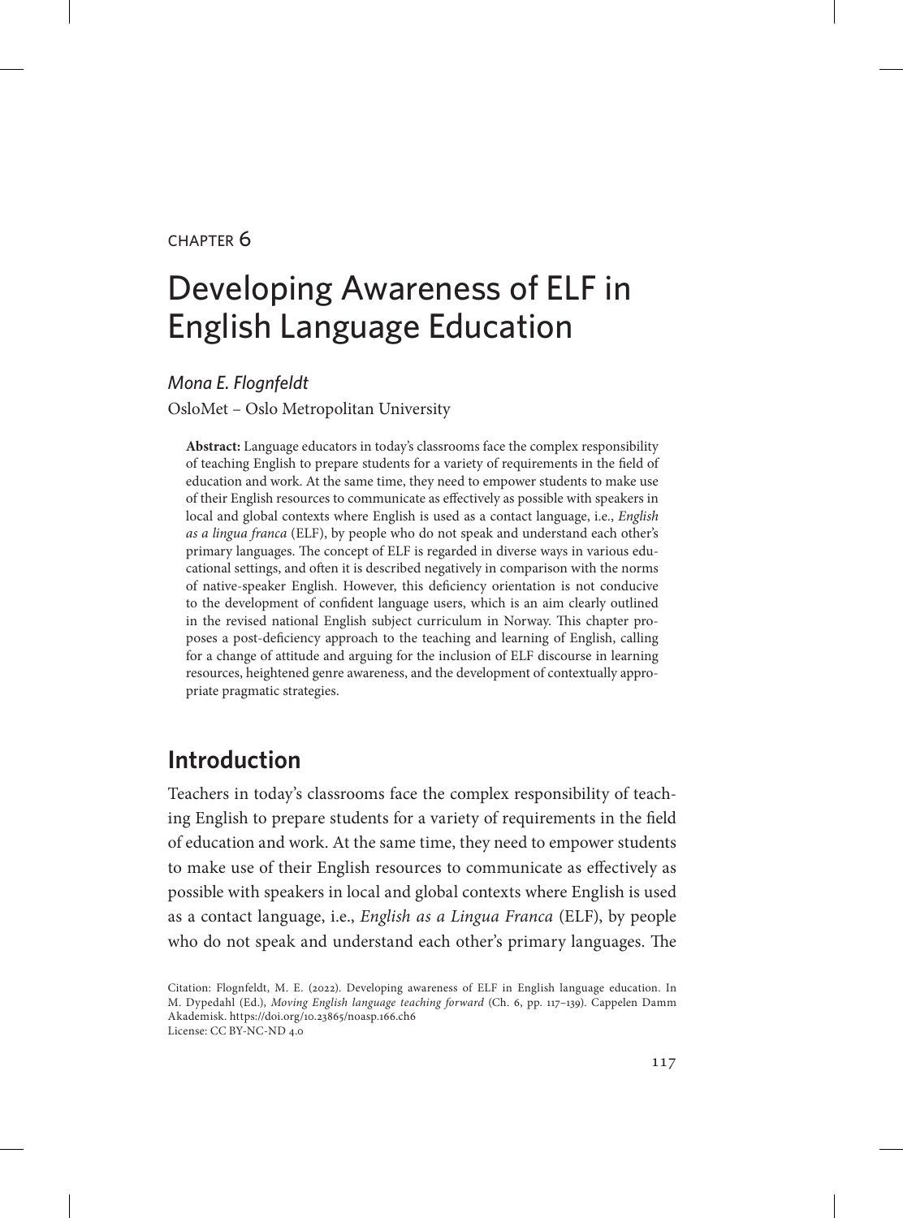CHAPTER 6

# Developing Awareness of ELF in English Language Education

*Mona E. Flognfeldt*

OsloMet – Oslo Metropolitan University

**Abstract:** Language educators in today's classrooms face the complex responsibility of teaching English to prepare students for a variety of requirements in the field of education and work. At the same time, they need to empower students to make use of their English resources to communicate as effectively as possible with speakers in local and global contexts where English is used as a contact language, i.e., *English as a lingua franca* (ELF), by people who do not speak and understand each other's primary languages. The concept of ELF is regarded in diverse ways in various educational settings, and often it is described negatively in comparison with the norms of native-speaker English. However, this deficiency orientation is not conducive to the development of confident language users, which is an aim clearly outlined in the revised national English subject curriculum in Norway. This chapter proposes a post-deficiency approach to the teaching and learning of English, calling for a change of attitude and arguing for the inclusion of ELF discourse in learning resources, heightened genre awareness, and the development of contextually appropriate pragmatic strategies.

## Introduction

Teachers in today's classrooms face the complex responsibility of teaching English to prepare students for a variety of requirements in the field of education and work. At the same time, they need to empower students to make use of their English resources to communicate as effectively as possible with speakers in local and global contexts where English is used as a contact language, i.e., *English as a Lingua Franca* (ELF), by people who do not speak and understand each other's primary languages. The

Citation: Flognfeldt, M. E. (2022). Developing awareness of ELF in English language education. In M. Dypedahl (Ed.), *Moving English language teaching forward* (Ch. 6, pp. 117–139). Cappelen Damm Akademisk. https://doi.org/10.23865/noasp.166.ch6
License: CC BY-NC-ND 4.0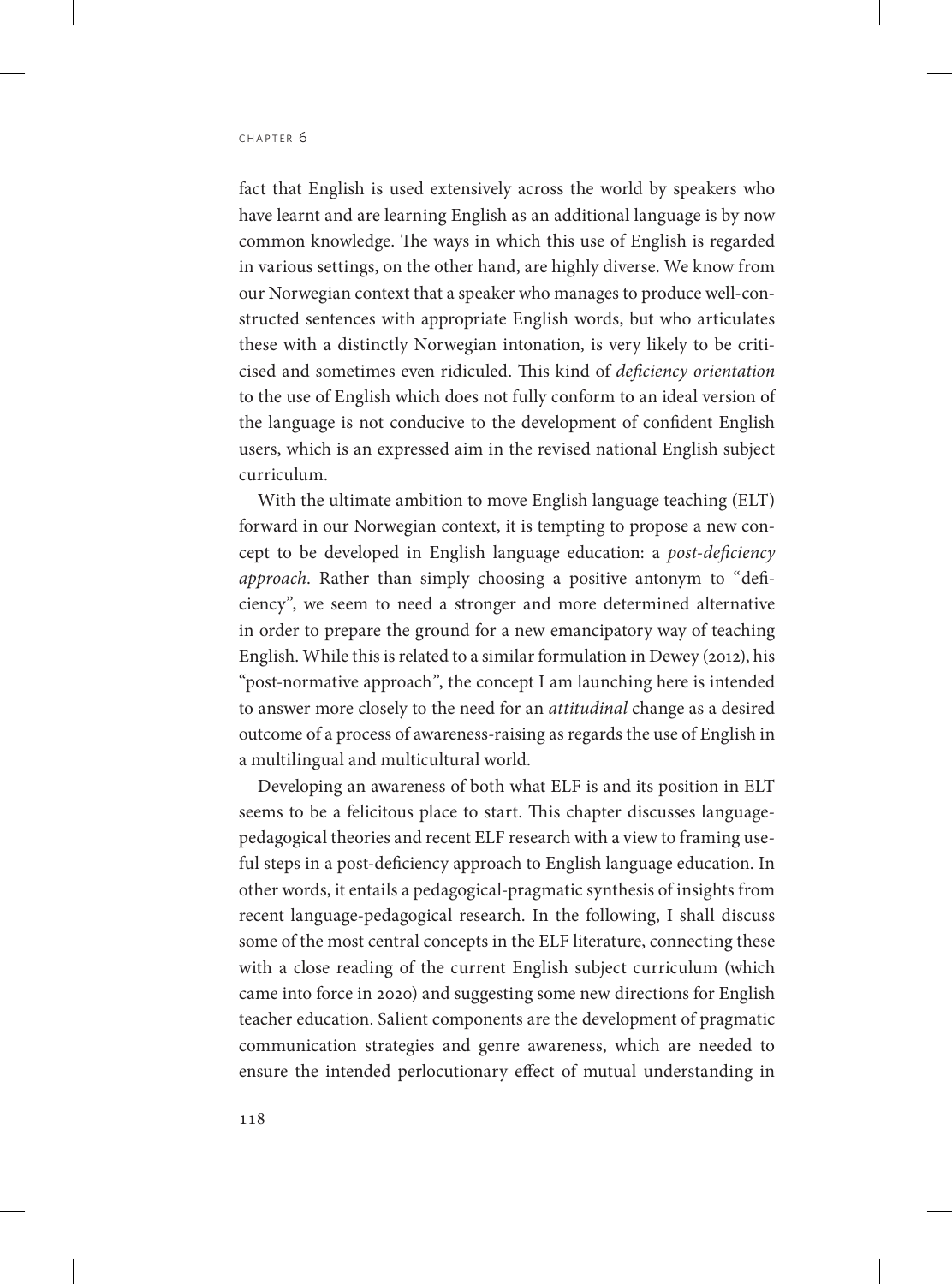fact that English is used extensively across the world by speakers who have learnt and are learning English as an additional language is by now common knowledge. The ways in which this use of English is regarded in various settings, on the other hand, are highly diverse. We know from our Norwegian context that a speaker who manages to produce well-constructed sentences with appropriate English words, but who articulates these with a distinctly Norwegian intonation, is very likely to be criticised and sometimes even ridiculed. This kind of *deficiency orientation* to the use of English which does not fully conform to an ideal version of the language is not conducive to the development of confident English users, which is an expressed aim in the revised national English subject curriculum.

With the ultimate ambition to move English language teaching (ELT) forward in our Norwegian context, it is tempting to propose a new concept to be developed in English language education: a *post-deficiency approach*. Rather than simply choosing a positive antonym to "deficiency", we seem to need a stronger and more determined alternative in order to prepare the ground for a new emancipatory way of teaching English. While this is related to a similar formulation in Dewey (2012), his "post-normative approach", the concept I am launching here is intended to answer more closely to the need for an *attitudinal* change as a desired outcome of a process of awareness-raising as regards the use of English in a multilingual and multicultural world.

Developing an awareness of both what ELF is and its position in ELT seems to be a felicitous place to start. This chapter discusses language-pedagogical theories and recent ELF research with a view to framing useful steps in a post-deficiency approach to English language education. In other words, it entails a pedagogical-pragmatic synthesis of insights from recent language-pedagogical research. In the following, I shall discuss some of the most central concepts in the ELF literature, connecting these with a close reading of the current English subject curriculum (which came into force in 2020) and suggesting some new directions for English teacher education. Salient components are the development of pragmatic communication strategies and genre awareness, which are needed to ensure the intended perlocutionary effect of mutual understanding in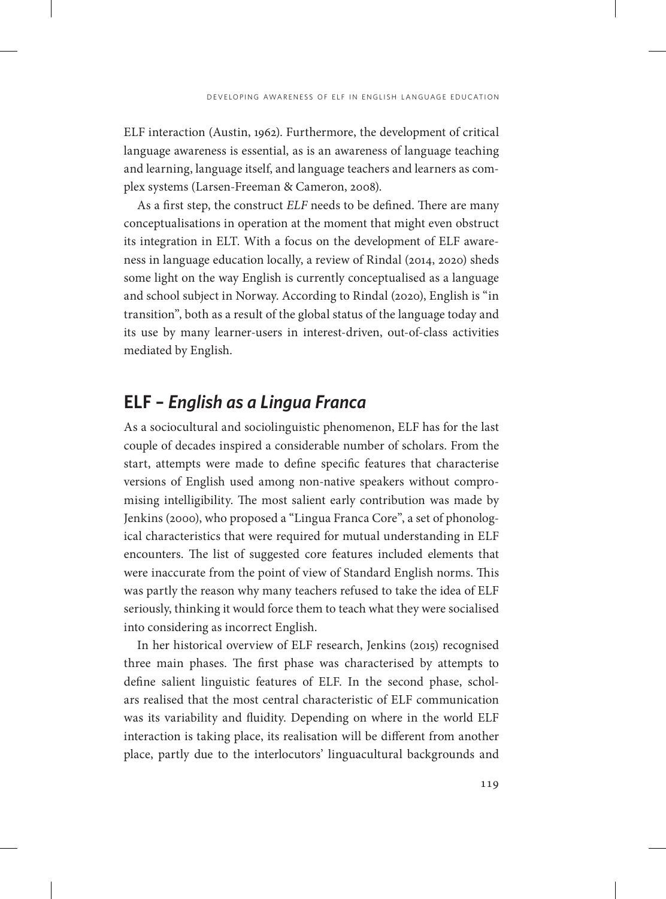ELF interaction (Austin, 1962). Furthermore, the development of critical language awareness is essential, as is an awareness of language teaching and learning, language itself, and language teachers and learners as complex systems (Larsen-Freeman & Cameron, 2008).

As a first step, the construct *ELF* needs to be defined. There are many conceptualisations in operation at the moment that might even obstruct its integration in ELT. With a focus on the development of ELF awareness in language education locally, a review of Rindal (2014, 2020) sheds some light on the way English is currently conceptualised as a language and school subject in Norway. According to Rindal (2020), English is "in transition", both as a result of the global status of the language today and its use by many learner-users in interest-driven, out-of-class activities mediated by English.

## ELF – *English as a Lingua Franca*

As a sociocultural and sociolinguistic phenomenon, ELF has for the last couple of decades inspired a considerable number of scholars. From the start, attempts were made to define specific features that characterise versions of English used among non-native speakers without compromising intelligibility. The most salient early contribution was made by Jenkins (2000), who proposed a "Lingua Franca Core", a set of phonological characteristics that were required for mutual understanding in ELF encounters. The list of suggested core features included elements that were inaccurate from the point of view of Standard English norms. This was partly the reason why many teachers refused to take the idea of ELF seriously, thinking it would force them to teach what they were socialised into considering as incorrect English.

In her historical overview of ELF research, Jenkins (2015) recognised three main phases. The first phase was characterised by attempts to define salient linguistic features of ELF. In the second phase, scholars realised that the most central characteristic of ELF communication was its variability and fluidity. Depending on where in the world ELF interaction is taking place, its realisation will be different from another place, partly due to the interlocutors' linguacultural backgrounds and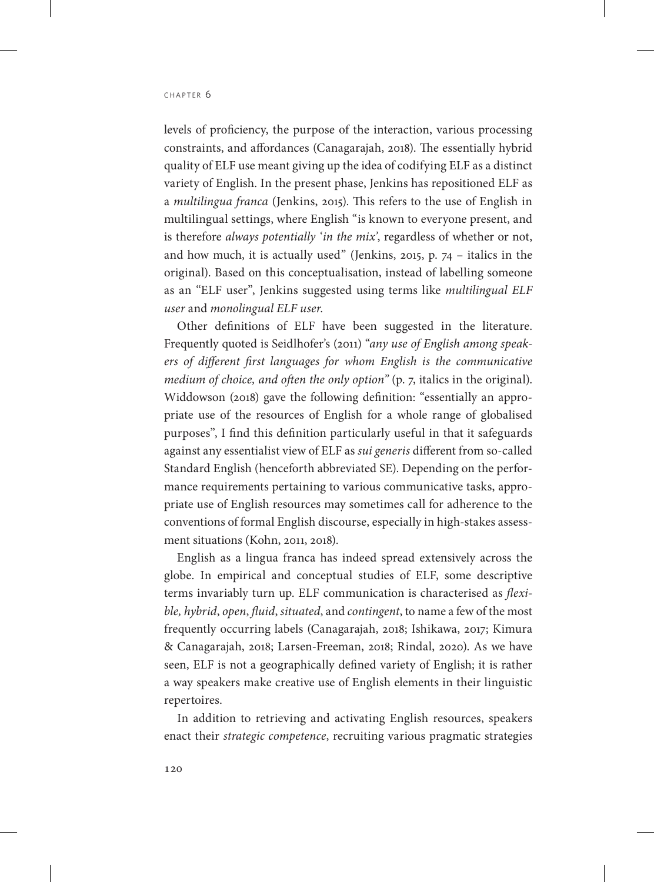levels of proficiency, the purpose of the interaction, various processing constraints, and affordances (Canagarajah, 2018). The essentially hybrid quality of ELF use meant giving up the idea of codifying ELF as a distinct variety of English. In the present phase, Jenkins has repositioned ELF as a *multilingua franca* (Jenkins, 2015). This refers to the use of English in multilingual settings, where English "is known to everyone present, and is therefore *always potentially 'in the mix'*, regardless of whether or not, and how much, it is actually used" (Jenkins, 2015, p. 74 – italics in the original). Based on this conceptualisation, instead of labelling someone as an "ELF user", Jenkins suggested using terms like *multilingual ELF user* and *monolingual ELF user*.

Other definitions of ELF have been suggested in the literature. Frequently quoted is Seidlhofer's (2011) "*any use of English among speakers of different first languages for whom English is the communicative medium of choice, and often the only option*" (p. 7, italics in the original). Widdowson (2018) gave the following definition: "essentially an appropriate use of the resources of English for a whole range of globalised purposes", I find this definition particularly useful in that it safeguards against any essentialist view of ELF as *sui generis* different from so-called Standard English (henceforth abbreviated SE). Depending on the performance requirements pertaining to various communicative tasks, appropriate use of English resources may sometimes call for adherence to the conventions of formal English discourse, especially in high-stakes assessment situations (Kohn, 2011, 2018).

English as a lingua franca has indeed spread extensively across the globe. In empirical and conceptual studies of ELF, some descriptive terms invariably turn up. ELF communication is characterised as *flexible, hybrid*, *open*, *fluid*, *situated*, and *contingent*, to name a few of the most frequently occurring labels (Canagarajah, 2018; Ishikawa, 2017; Kimura & Canagarajah, 2018; Larsen-Freeman, 2018; Rindal, 2020). As we have seen, ELF is not a geographically defined variety of English; it is rather a way speakers make creative use of English elements in their linguistic repertoires.

In addition to retrieving and activating English resources, speakers enact their *strategic competence*, recruiting various pragmatic strategies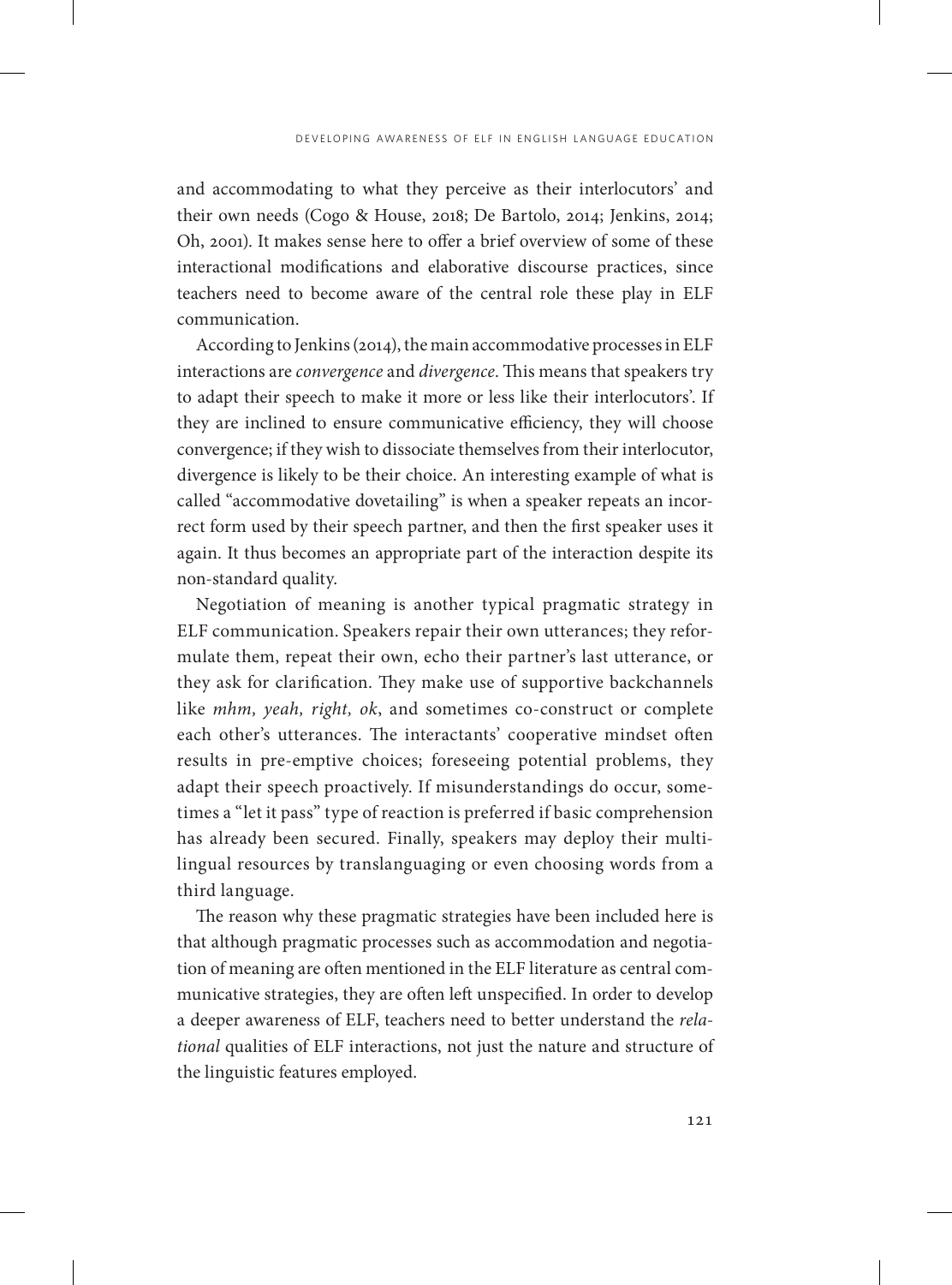and accommodating to what they perceive as their interlocutors' and their own needs (Cogo & House, 2018; De Bartolo, 2014; Jenkins, 2014; Oh, 2001). It makes sense here to offer a brief overview of some of these interactional modifications and elaborative discourse practices, since teachers need to become aware of the central role these play in ELF communication.

According to Jenkins (2014), the main accommodative processes in ELF interactions are *convergence* and *divergence*. This means that speakers try to adapt their speech to make it more or less like their interlocutors'. If they are inclined to ensure communicative efficiency, they will choose convergence; if they wish to dissociate themselves from their interlocutor, divergence is likely to be their choice. An interesting example of what is called "accommodative dovetailing" is when a speaker repeats an incorrect form used by their speech partner, and then the first speaker uses it again. It thus becomes an appropriate part of the interaction despite its non-standard quality.

Negotiation of meaning is another typical pragmatic strategy in ELF communication. Speakers repair their own utterances; they reformulate them, repeat their own, echo their partner's last utterance, or they ask for clarification. They make use of supportive backchannels like *mhm, yeah, right, ok*, and sometimes co-construct or complete each other's utterances. The interactants' cooperative mindset often results in pre-emptive choices; foreseeing potential problems, they adapt their speech proactively. If misunderstandings do occur, sometimes a "let it pass" type of reaction is preferred if basic comprehension has already been secured. Finally, speakers may deploy their multilingual resources by translanguaging or even choosing words from a third language.

The reason why these pragmatic strategies have been included here is that although pragmatic processes such as accommodation and negotiation of meaning are often mentioned in the ELF literature as central communicative strategies, they are often left unspecified. In order to develop a deeper awareness of ELF, teachers need to better understand the *relational* qualities of ELF interactions, not just the nature and structure of the linguistic features employed.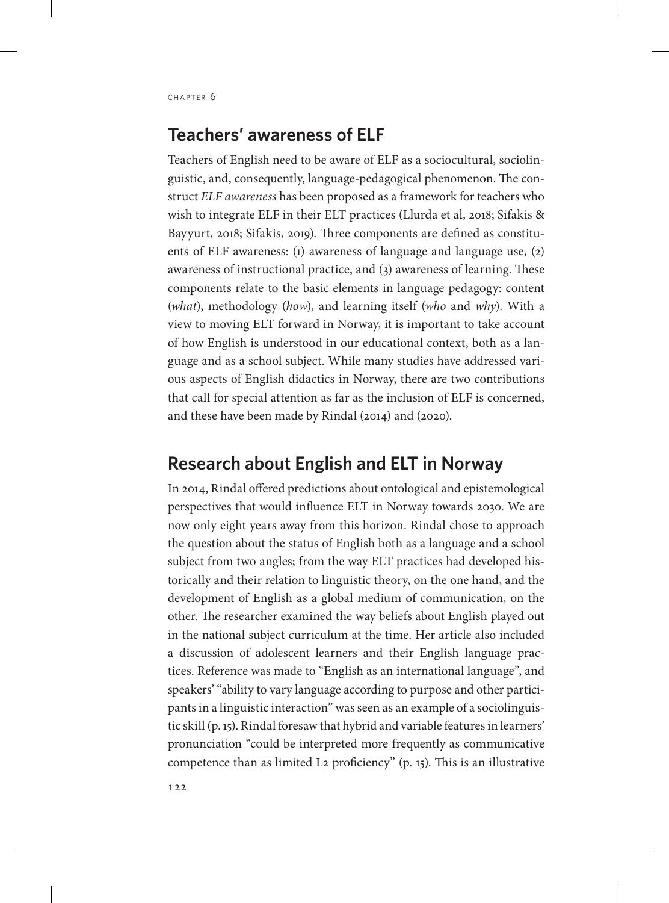## Teachers' awareness of ELF

Teachers of English need to be aware of ELF as a sociocultural, sociolinguistic, and, consequently, language-pedagogical phenomenon. The construct *ELF awareness* has been proposed as a framework for teachers who wish to integrate ELF in their ELT practices (Llurda et al, 2018; Sifakis & Bayyurt, 2018; Sifakis, 2019). Three components are defined as constituents of ELF awareness: (1) awareness of language and language use, (2) awareness of instructional practice, and (3) awareness of learning. These components relate to the basic elements in language pedagogy: content (*what*), methodology (*how*), and learning itself (*who* and *why*). With a view to moving ELT forward in Norway, it is important to take account of how English is understood in our educational context, both as a language and as a school subject. While many studies have addressed various aspects of English didactics in Norway, there are two contributions that call for special attention as far as the inclusion of ELF is concerned, and these have been made by Rindal (2014) and (2020).

## Research about English and ELT in Norway

In 2014, Rindal offered predictions about ontological and epistemological perspectives that would influence ELT in Norway towards 2030. We are now only eight years away from this horizon. Rindal chose to approach the question about the status of English both as a language and a school subject from two angles; from the way ELT practices had developed historically and their relation to linguistic theory, on the one hand, and the development of English as a global medium of communication, on the other. The researcher examined the way beliefs about English played out in the national subject curriculum at the time. Her article also included a discussion of adolescent learners and their English language practices. Reference was made to "English as an international language", and speakers' "ability to vary language according to purpose and other participants in a linguistic interaction" was seen as an example of a sociolinguistic skill (p. 15). Rindal foresaw that hybrid and variable features in learners' pronunciation "could be interpreted more frequently as communicative competence than as limited L2 proficiency" (p. 15). This is an illustrative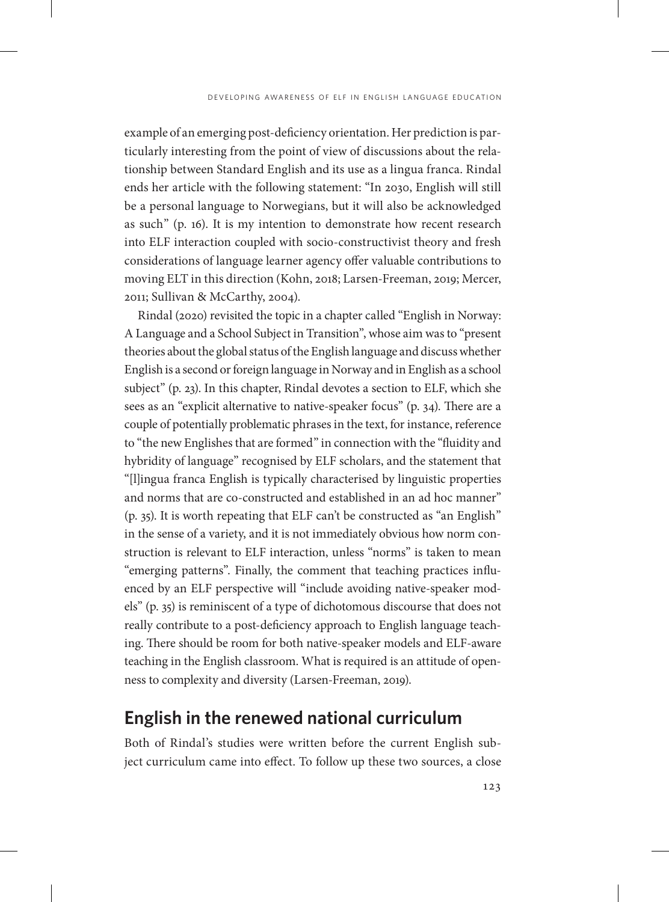example of an emerging post-deficiency orientation. Her prediction is particularly interesting from the point of view of discussions about the relationship between Standard English and its use as a lingua franca. Rindal ends her article with the following statement: "In 2030, English will still be a personal language to Norwegians, but it will also be acknowledged as such" (p. 16). It is my intention to demonstrate how recent research into ELF interaction coupled with socio-constructivist theory and fresh considerations of language learner agency offer valuable contributions to moving ELT in this direction (Kohn, 2018; Larsen-Freeman, 2019; Mercer, 2011; Sullivan & McCarthy, 2004).

Rindal (2020) revisited the topic in a chapter called "English in Norway: A Language and a School Subject in Transition", whose aim was to "present theories about the global status of the English language and discuss whether English is a second or foreign language in Norway and in English as a school subject" (p. 23). In this chapter, Rindal devotes a section to ELF, which she sees as an "explicit alternative to native-speaker focus" (p. 34). There are a couple of potentially problematic phrases in the text, for instance, reference to "the new Englishes that are formed" in connection with the "fluidity and hybridity of language" recognised by ELF scholars, and the statement that "[l]ingua franca English is typically characterised by linguistic properties and norms that are co-constructed and established in an ad hoc manner" (p. 35). It is worth repeating that ELF can't be constructed as "an English" in the sense of a variety, and it is not immediately obvious how norm construction is relevant to ELF interaction, unless "norms" is taken to mean "emerging patterns". Finally, the comment that teaching practices influenced by an ELF perspective will "include avoiding native-speaker models" (p. 35) is reminiscent of a type of dichotomous discourse that does not really contribute to a post-deficiency approach to English language teaching. There should be room for both native-speaker models and ELF-aware teaching in the English classroom. What is required is an attitude of openness to complexity and diversity (Larsen-Freeman, 2019).

## English in the renewed national curriculum

Both of Rindal's studies were written before the current English subject curriculum came into effect. To follow up these two sources, a close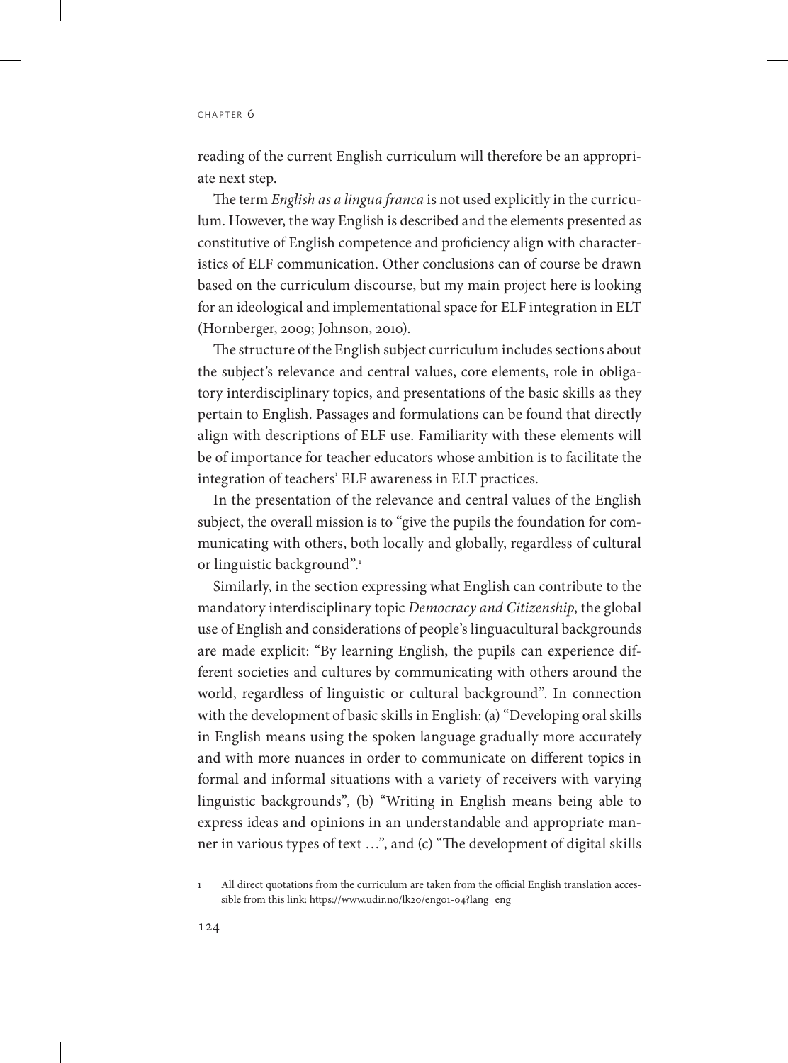reading of the current English curriculum will therefore be an appropriate next step.

The term *English as a lingua franca* is not used explicitly in the curriculum. However, the way English is described and the elements presented as constitutive of English competence and proficiency align with characteristics of ELF communication. Other conclusions can of course be drawn based on the curriculum discourse, but my main project here is looking for an ideological and implementational space for ELF integration in ELT (Hornberger, 2009; Johnson, 2010).

The structure of the English subject curriculum includes sections about the subject's relevance and central values, core elements, role in obligatory interdisciplinary topics, and presentations of the basic skills as they pertain to English. Passages and formulations can be found that directly align with descriptions of ELF use. Familiarity with these elements will be of importance for teacher educators whose ambition is to facilitate the integration of teachers' ELF awareness in ELT practices.

In the presentation of the relevance and central values of the English subject, the overall mission is to "give the pupils the foundation for communicating with others, both locally and globally, regardless of cultural or linguistic background".[1]

Similarly, in the section expressing what English can contribute to the mandatory interdisciplinary topic *Democracy and Citizenship*, the global use of English and considerations of people's linguacultural backgrounds are made explicit: "By learning English, the pupils can experience different societies and cultures by communicating with others around the world, regardless of linguistic or cultural background". In connection with the development of basic skills in English: (a) "Developing oral skills in English means using the spoken language gradually more accurately and with more nuances in order to communicate on different topics in formal and informal situations with a variety of receivers with varying linguistic backgrounds", (b) "Writing in English means being able to express ideas and opinions in an understandable and appropriate manner in various types of text …", and (c) "The development of digital skills

---

[1] All direct quotations from the curriculum are taken from the official English translation accessible from this link: https://www.udir.no/lk20/eng01-04?lang=eng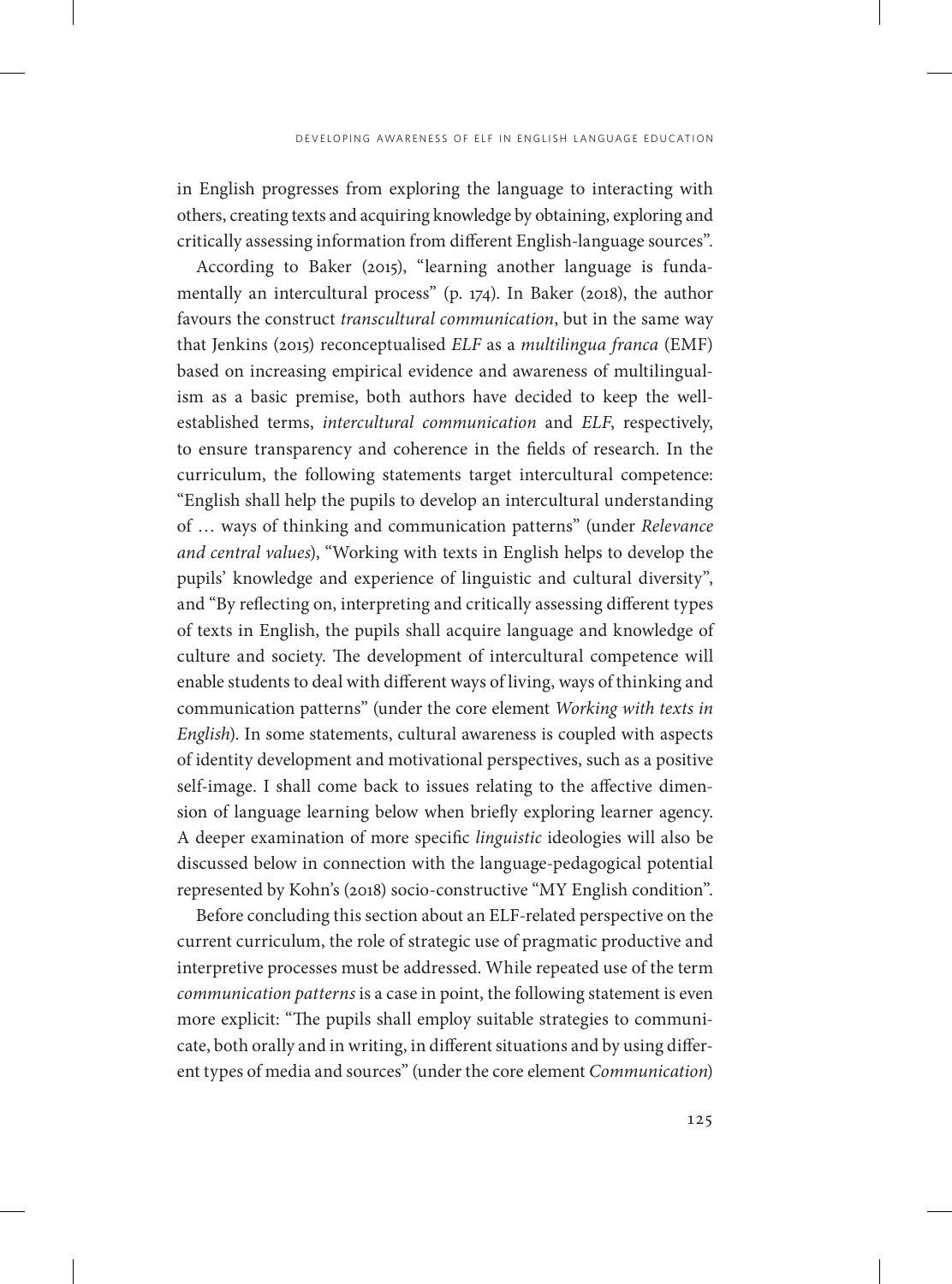in English progresses from exploring the language to interacting with others, creating texts and acquiring knowledge by obtaining, exploring and critically assessing information from different English-language sources".

According to Baker (2015), "learning another language is fundamentally an intercultural process" (p. 174). In Baker (2018), the author favours the construct *transcultural communication*, but in the same way that Jenkins (2015) reconceptualised *ELF* as a *multilingua franca* (EMF) based on increasing empirical evidence and awareness of multilingualism as a basic premise, both authors have decided to keep the well-established terms, *intercultural communication* and *ELF*, respectively, to ensure transparency and coherence in the fields of research. In the curriculum, the following statements target intercultural competence: "English shall help the pupils to develop an intercultural understanding of … ways of thinking and communication patterns" (under *Relevance and central values*), "Working with texts in English helps to develop the pupils' knowledge and experience of linguistic and cultural diversity", and "By reflecting on, interpreting and critically assessing different types of texts in English, the pupils shall acquire language and knowledge of culture and society. The development of intercultural competence will enable students to deal with different ways of living, ways of thinking and communication patterns" (under the core element *Working with texts in English*). In some statements, cultural awareness is coupled with aspects of identity development and motivational perspectives, such as a positive self-image. I shall come back to issues relating to the affective dimension of language learning below when briefly exploring learner agency. A deeper examination of more specific *linguistic* ideologies will also be discussed below in connection with the language-pedagogical potential represented by Kohn's (2018) socio-constructive "MY English condition".

Before concluding this section about an ELF-related perspective on the current curriculum, the role of strategic use of pragmatic productive and interpretive processes must be addressed. While repeated use of the term *communication patterns* is a case in point, the following statement is even more explicit: "The pupils shall employ suitable strategies to communicate, both orally and in writing, in different situations and by using different types of media and sources" (under the core element *Communication*)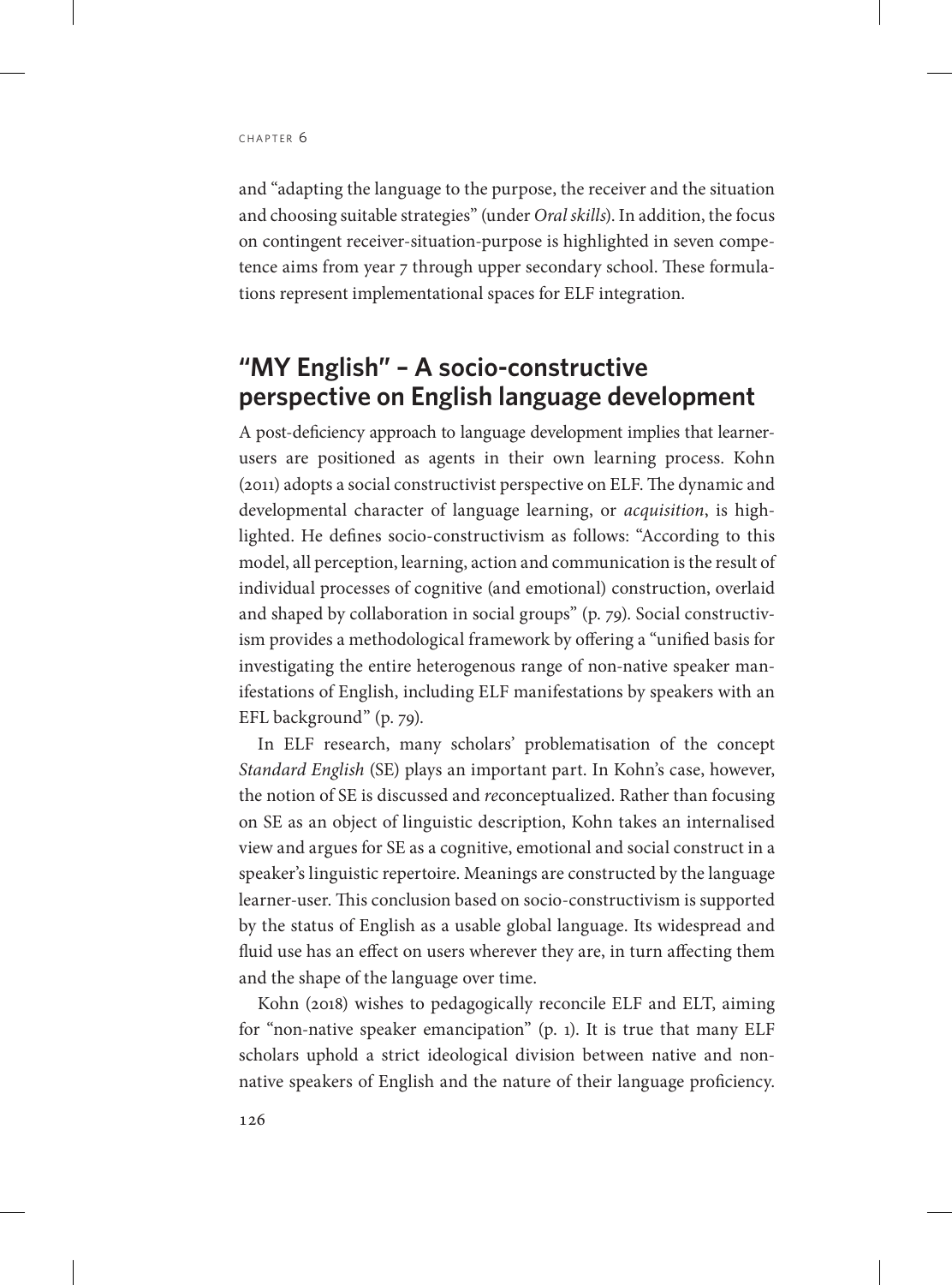and "adapting the language to the purpose, the receiver and the situation and choosing suitable strategies" (under *Oral skills*). In addition, the focus on contingent receiver-situation-purpose is highlighted in seven competence aims from year 7 through upper secondary school. These formulations represent implementational spaces for ELF integration.

## "MY English" – A socio-constructive perspective on English language development

A post-deficiency approach to language development implies that learner-users are positioned as agents in their own learning process. Kohn (2011) adopts a social constructivist perspective on ELF. The dynamic and developmental character of language learning, or *acquisition*, is highlighted. He defines socio-constructivism as follows: "According to this model, all perception, learning, action and communication is the result of individual processes of cognitive (and emotional) construction, overlaid and shaped by collaboration in social groups" (p. 79). Social constructivism provides a methodological framework by offering a "unified basis for investigating the entire heterogenous range of non-native speaker manifestations of English, including ELF manifestations by speakers with an EFL background" (p. 79).

In ELF research, many scholars' problematisation of the concept *Standard English* (SE) plays an important part. In Kohn's case, however, the notion of SE is discussed and *re*conceptualized. Rather than focusing on SE as an object of linguistic description, Kohn takes an internalised view and argues for SE as a cognitive, emotional and social construct in a speaker's linguistic repertoire. Meanings are constructed by the language learner-user. This conclusion based on socio-constructivism is supported by the status of English as a usable global language. Its widespread and fluid use has an effect on users wherever they are, in turn affecting them and the shape of the language over time.

Kohn (2018) wishes to pedagogically reconcile ELF and ELT, aiming for "non-native speaker emancipation" (p. 1). It is true that many ELF scholars uphold a strict ideological division between native and non-native speakers of English and the nature of their language proficiency.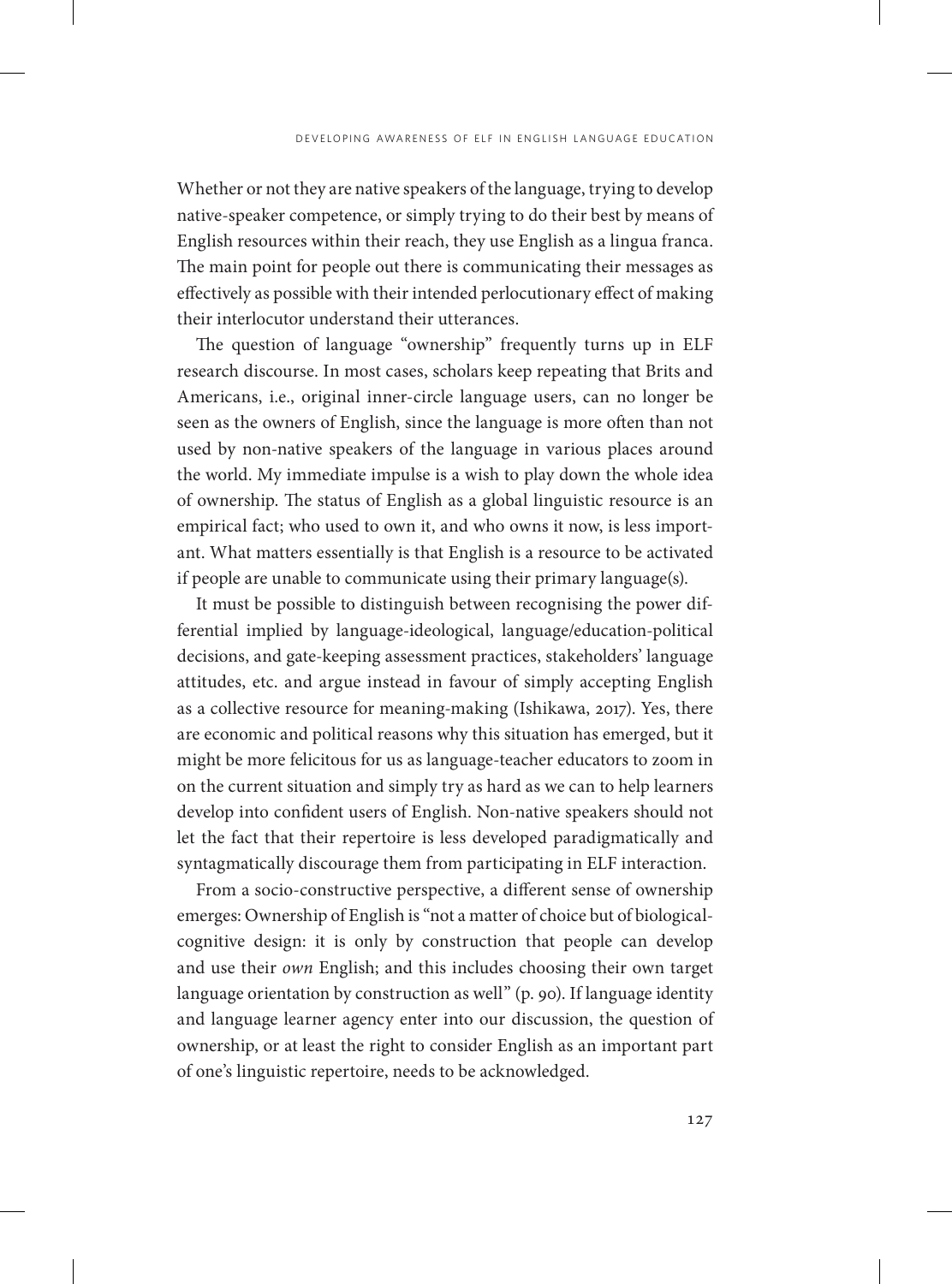Whether or not they are native speakers of the language, trying to develop native-speaker competence, or simply trying to do their best by means of English resources within their reach, they use English as a lingua franca. The main point for people out there is communicating their messages as effectively as possible with their intended perlocutionary effect of making their interlocutor understand their utterances.

The question of language "ownership" frequently turns up in ELF research discourse. In most cases, scholars keep repeating that Brits and Americans, i.e., original inner-circle language users, can no longer be seen as the owners of English, since the language is more often than not used by non-native speakers of the language in various places around the world. My immediate impulse is a wish to play down the whole idea of ownership. The status of English as a global linguistic resource is an empirical fact; who used to own it, and who owns it now, is less important. What matters essentially is that English is a resource to be activated if people are unable to communicate using their primary language(s).

It must be possible to distinguish between recognising the power differential implied by language-ideological, language/education-political decisions, and gate-keeping assessment practices, stakeholders' language attitudes, etc. and argue instead in favour of simply accepting English as a collective resource for meaning-making (Ishikawa, 2017). Yes, there are economic and political reasons why this situation has emerged, but it might be more felicitous for us as language-teacher educators to zoom in on the current situation and simply try as hard as we can to help learners develop into confident users of English. Non-native speakers should not let the fact that their repertoire is less developed paradigmatically and syntagmatically discourage them from participating in ELF interaction.

From a socio-constructive perspective, a different sense of ownership emerges: Ownership of English is "not a matter of choice but of biological-cognitive design: it is only by construction that people can develop and use their *own* English; and this includes choosing their own target language orientation by construction as well" (p. 90). If language identity and language learner agency enter into our discussion, the question of ownership, or at least the right to consider English as an important part of one's linguistic repertoire, needs to be acknowledged.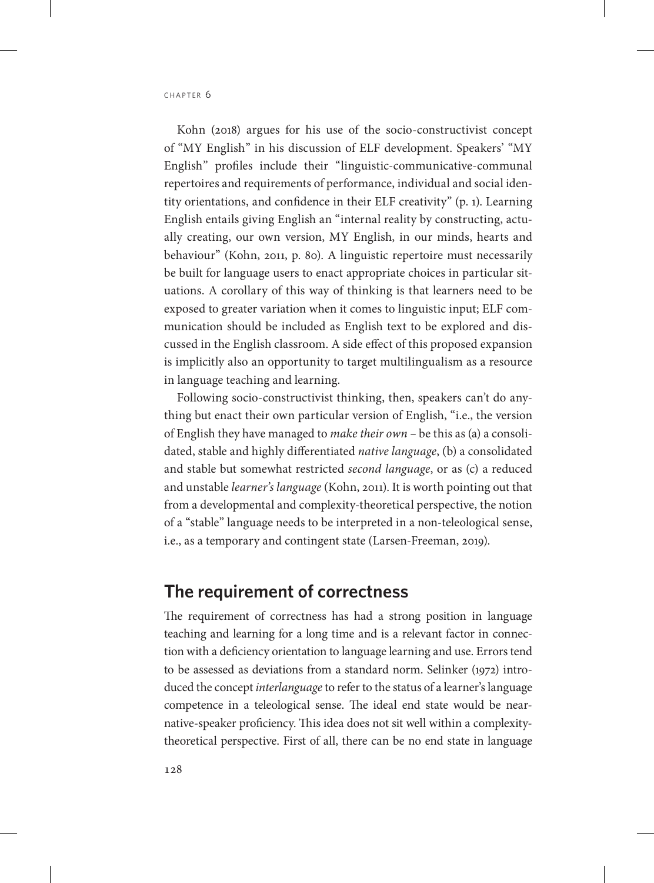Kohn (2018) argues for his use of the socio-constructivist concept of "MY English" in his discussion of ELF development. Speakers' "MY English" profiles include their "linguistic-communicative-communal repertoires and requirements of performance, individual and social identity orientations, and confidence in their ELF creativity" (p. 1). Learning English entails giving English an "internal reality by constructing, actually creating, our own version, MY English, in our minds, hearts and behaviour" (Kohn, 2011, p. 80). A linguistic repertoire must necessarily be built for language users to enact appropriate choices in particular situations. A corollary of this way of thinking is that learners need to be exposed to greater variation when it comes to linguistic input; ELF communication should be included as English text to be explored and discussed in the English classroom. A side effect of this proposed expansion is implicitly also an opportunity to target multilingualism as a resource in language teaching and learning.

Following socio-constructivist thinking, then, speakers can't do anything but enact their own particular version of English, "i.e., the version of English they have managed to *make their own* – be this as (a) a consolidated, stable and highly differentiated *native language*, (b) a consolidated and stable but somewhat restricted *second language*, or as (c) a reduced and unstable *learner's language* (Kohn, 2011). It is worth pointing out that from a developmental and complexity-theoretical perspective, the notion of a "stable" language needs to be interpreted in a non-teleological sense, i.e., as a temporary and contingent state (Larsen-Freeman, 2019).

## The requirement of correctness

The requirement of correctness has had a strong position in language teaching and learning for a long time and is a relevant factor in connection with a deficiency orientation to language learning and use. Errors tend to be assessed as deviations from a standard norm. Selinker (1972) introduced the concept *interlanguage* to refer to the status of a learner's language competence in a teleological sense. The ideal end state would be near-native-speaker proficiency. This idea does not sit well within a complexity-theoretical perspective. First of all, there can be no end state in language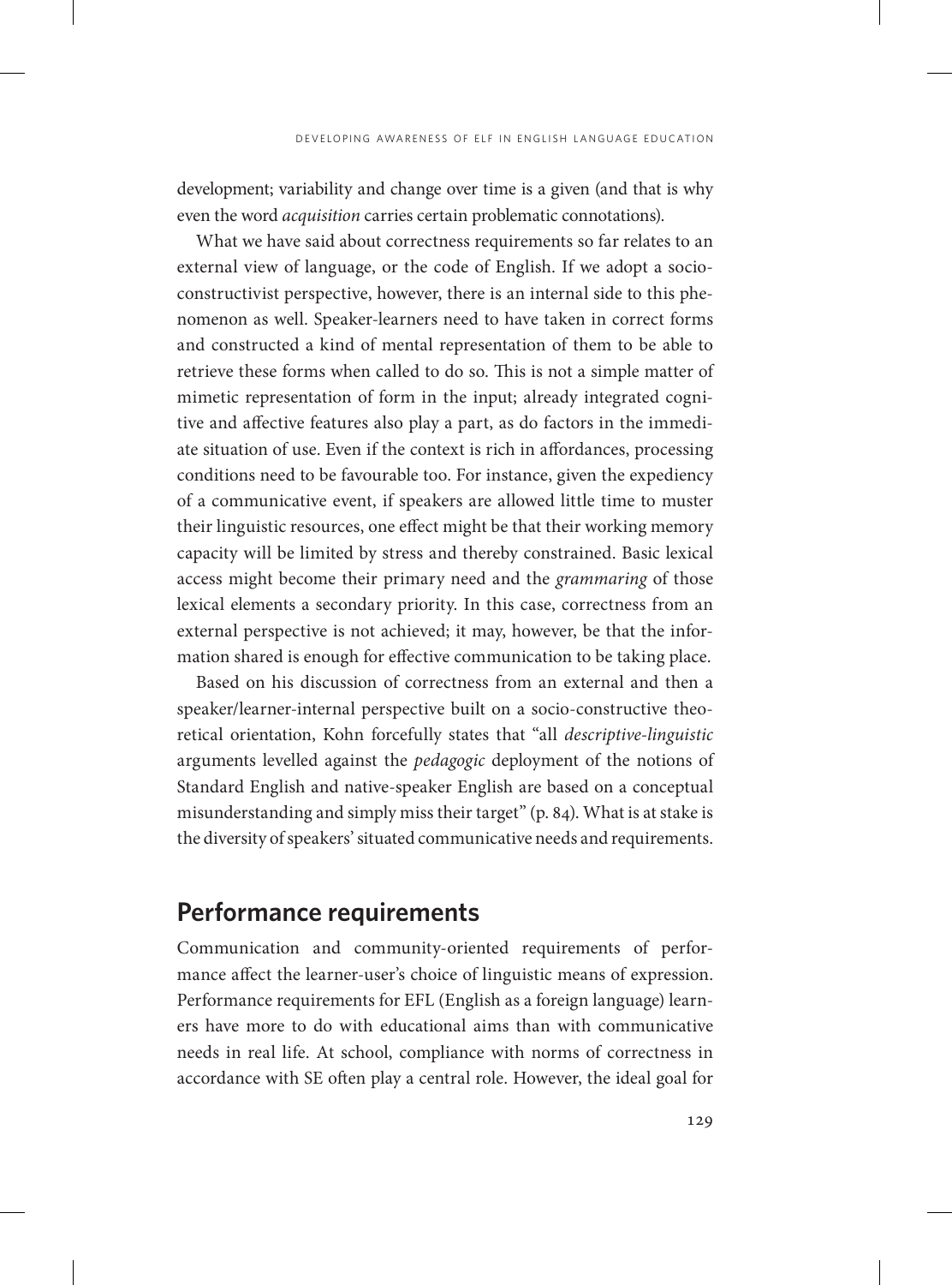development; variability and change over time is a given (and that is why even the word *acquisition* carries certain problematic connotations).

What we have said about correctness requirements so far relates to an external view of language, or the code of English. If we adopt a socio-constructivist perspective, however, there is an internal side to this phenomenon as well. Speaker-learners need to have taken in correct forms and constructed a kind of mental representation of them to be able to retrieve these forms when called to do so. This is not a simple matter of mimetic representation of form in the input; already integrated cognitive and affective features also play a part, as do factors in the immediate situation of use. Even if the context is rich in affordances, processing conditions need to be favourable too. For instance, given the expediency of a communicative event, if speakers are allowed little time to muster their linguistic resources, one effect might be that their working memory capacity will be limited by stress and thereby constrained. Basic lexical access might become their primary need and the *grammaring* of those lexical elements a secondary priority. In this case, correctness from an external perspective is not achieved; it may, however, be that the information shared is enough for effective communication to be taking place.

Based on his discussion of correctness from an external and then a speaker/learner-internal perspective built on a socio-constructive theoretical orientation, Kohn forcefully states that "all *descriptive-linguistic* arguments levelled against the *pedagogic* deployment of the notions of Standard English and native-speaker English are based on a conceptual misunderstanding and simply miss their target" (p. 84). What is at stake is the diversity of speakers' situated communicative needs and requirements.

## Performance requirements

Communication and community-oriented requirements of performance affect the learner-user's choice of linguistic means of expression. Performance requirements for EFL (English as a foreign language) learners have more to do with educational aims than with communicative needs in real life. At school, compliance with norms of correctness in accordance with SE often play a central role. However, the ideal goal for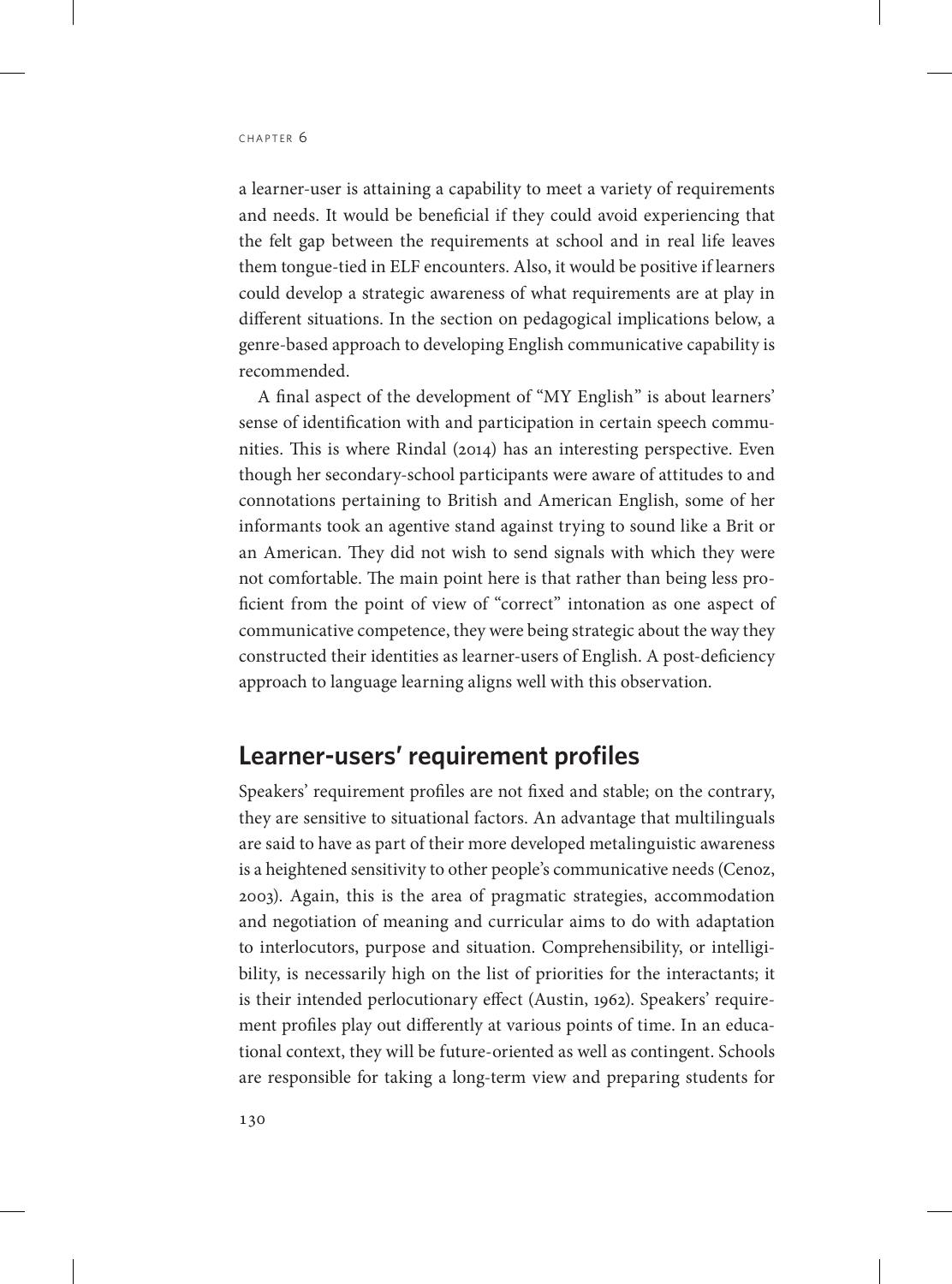a learner-user is attaining a capability to meet a variety of requirements and needs. It would be beneficial if they could avoid experiencing that the felt gap between the requirements at school and in real life leaves them tongue-tied in ELF encounters. Also, it would be positive if learners could develop a strategic awareness of what requirements are at play in different situations. In the section on pedagogical implications below, a genre-based approach to developing English communicative capability is recommended.

A final aspect of the development of "MY English" is about learners' sense of identification with and participation in certain speech communities. This is where Rindal (2014) has an interesting perspective. Even though her secondary-school participants were aware of attitudes to and connotations pertaining to British and American English, some of her informants took an agentive stand against trying to sound like a Brit or an American. They did not wish to send signals with which they were not comfortable. The main point here is that rather than being less proficient from the point of view of "correct" intonation as one aspect of communicative competence, they were being strategic about the way they constructed their identities as learner-users of English. A post-deficiency approach to language learning aligns well with this observation.

## Learner-users' requirement profiles

Speakers' requirement profiles are not fixed and stable; on the contrary, they are sensitive to situational factors. An advantage that multilinguals are said to have as part of their more developed metalinguistic awareness is a heightened sensitivity to other people's communicative needs (Cenoz, 2003). Again, this is the area of pragmatic strategies, accommodation and negotiation of meaning and curricular aims to do with adaptation to interlocutors, purpose and situation. Comprehensibility, or intelligibility, is necessarily high on the list of priorities for the interactants; it is their intended perlocutionary effect (Austin, 1962). Speakers' requirement profiles play out differently at various points of time. In an educational context, they will be future-oriented as well as contingent. Schools are responsible for taking a long-term view and preparing students for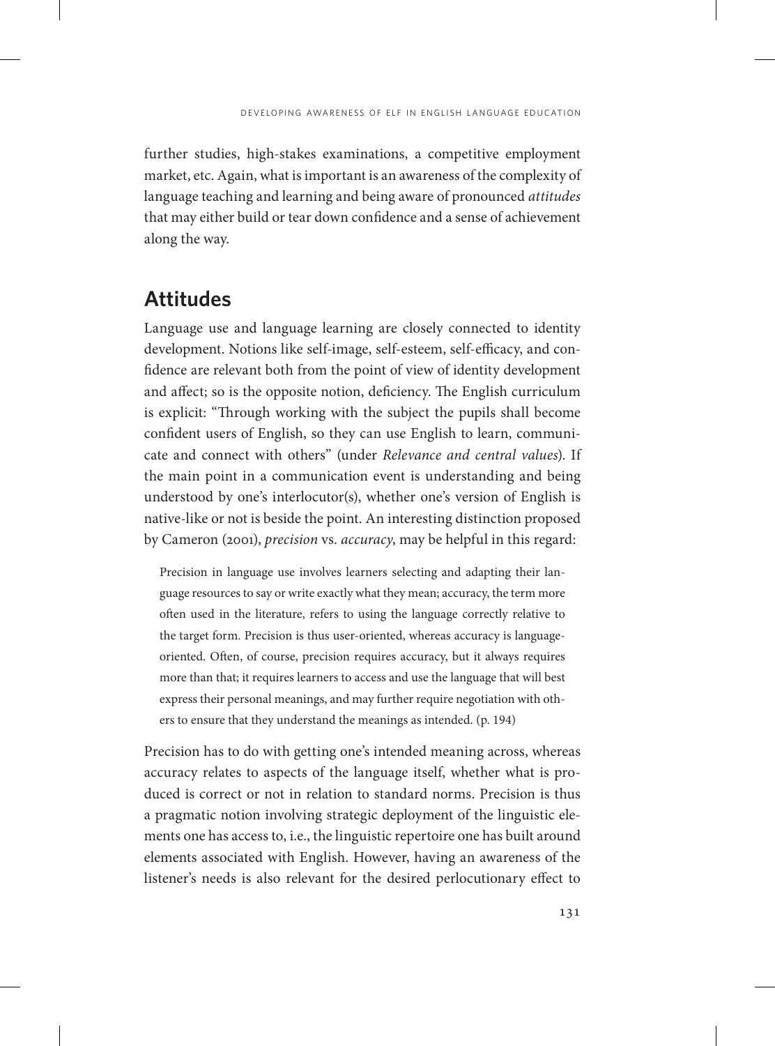further studies, high-stakes examinations, a competitive employment market, etc. Again, what is important is an awareness of the complexity of language teaching and learning and being aware of pronounced *attitudes* that may either build or tear down confidence and a sense of achievement along the way.

## Attitudes

Language use and language learning are closely connected to identity development. Notions like self-image, self-esteem, self-efficacy, and confidence are relevant both from the point of view of identity development and affect; so is the opposite notion, deficiency. The English curriculum is explicit: "Through working with the subject the pupils shall become confident users of English, so they can use English to learn, communicate and connect with others" (under *Relevance and central values*). If the main point in a communication event is understanding and being understood by one's interlocutor(s), whether one's version of English is native-like or not is beside the point. An interesting distinction proposed by Cameron (2001), *precision* vs. *accuracy*, may be helpful in this regard:

> Precision in language use involves learners selecting and adapting their language resources to say or write exactly what they mean; accuracy, the term more often used in the literature, refers to using the language correctly relative to the target form. Precision is thus user-oriented, whereas accuracy is language-oriented. Often, of course, precision requires accuracy, but it always requires more than that; it requires learners to access and use the language that will best express their personal meanings, and may further require negotiation with others to ensure that they understand the meanings as intended. (p. 194)

Precision has to do with getting one's intended meaning across, whereas accuracy relates to aspects of the language itself, whether what is produced is correct or not in relation to standard norms. Precision is thus a pragmatic notion involving strategic deployment of the linguistic elements one has access to, i.e., the linguistic repertoire one has built around elements associated with English. However, having an awareness of the listener's needs is also relevant for the desired perlocutionary effect to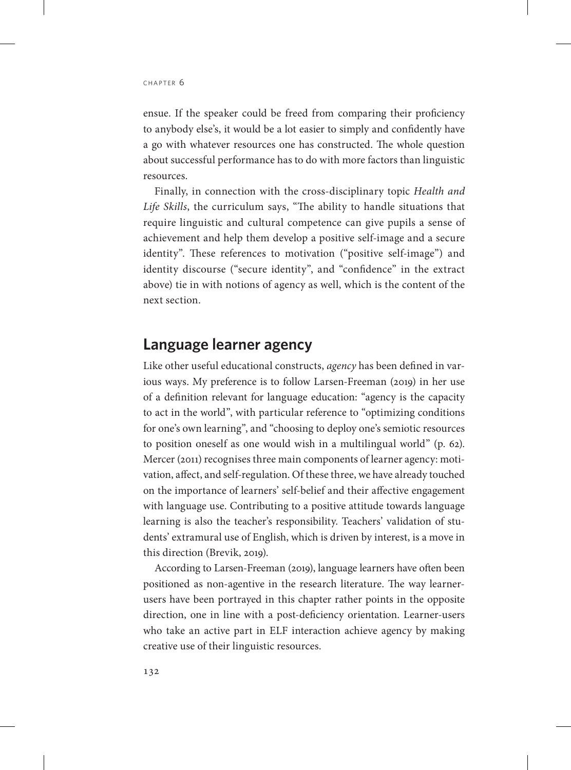ensue. If the speaker could be freed from comparing their proficiency to anybody else's, it would be a lot easier to simply and confidently have a go with whatever resources one has constructed. The whole question about successful performance has to do with more factors than linguistic resources.

Finally, in connection with the cross-disciplinary topic *Health and Life Skills*, the curriculum says, "The ability to handle situations that require linguistic and cultural competence can give pupils a sense of achievement and help them develop a positive self-image and a secure identity". These references to motivation ("positive self-image") and identity discourse ("secure identity", and "confidence" in the extract above) tie in with notions of agency as well, which is the content of the next section.

## Language learner agency

Like other useful educational constructs, *agency* has been defined in various ways. My preference is to follow Larsen-Freeman (2019) in her use of a definition relevant for language education: "agency is the capacity to act in the world", with particular reference to "optimizing conditions for one's own learning", and "choosing to deploy one's semiotic resources to position oneself as one would wish in a multilingual world" (p. 62). Mercer (2011) recognises three main components of learner agency: motivation, affect, and self-regulation. Of these three, we have already touched on the importance of learners' self-belief and their affective engagement with language use. Contributing to a positive attitude towards language learning is also the teacher's responsibility. Teachers' validation of students' extramural use of English, which is driven by interest, is a move in this direction (Brevik, 2019).

According to Larsen-Freeman (2019), language learners have often been positioned as non-agentive in the research literature. The way learner-users have been portrayed in this chapter rather points in the opposite direction, one in line with a post-deficiency orientation. Learner-users who take an active part in ELF interaction achieve agency by making creative use of their linguistic resources.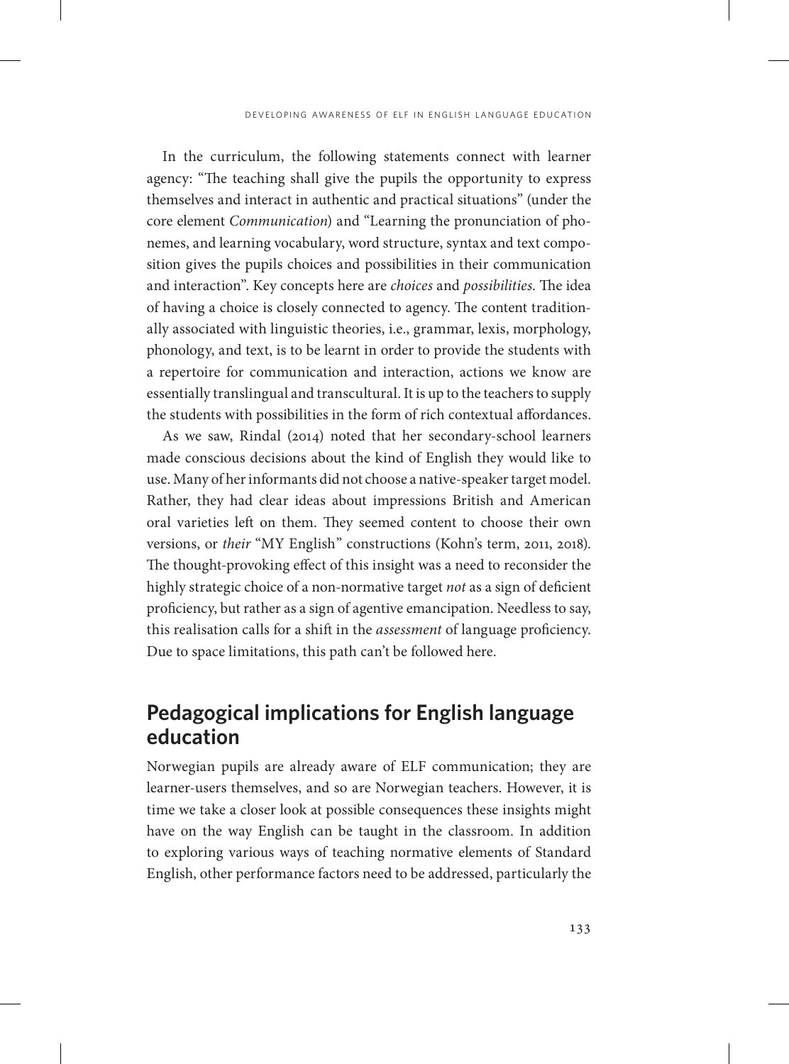In the curriculum, the following statements connect with learner agency: "The teaching shall give the pupils the opportunity to express themselves and interact in authentic and practical situations" (under the core element *Communication*) and "Learning the pronunciation of phonemes, and learning vocabulary, word structure, syntax and text composition gives the pupils choices and possibilities in their communication and interaction". Key concepts here are *choices* and *possibilities*. The idea of having a choice is closely connected to agency. The content traditionally associated with linguistic theories, i.e., grammar, lexis, morphology, phonology, and text, is to be learnt in order to provide the students with a repertoire for communication and interaction, actions we know are essentially translingual and transcultural. It is up to the teachers to supply the students with possibilities in the form of rich contextual affordances.

As we saw, Rindal (2014) noted that her secondary-school learners made conscious decisions about the kind of English they would like to use. Many of her informants did not choose a native-speaker target model. Rather, they had clear ideas about impressions British and American oral varieties left on them. They seemed content to choose their own versions, or *their* "MY English" constructions (Kohn's term, 2011, 2018). The thought-provoking effect of this insight was a need to reconsider the highly strategic choice of a non-normative target *not* as a sign of deficient proficiency, but rather as a sign of agentive emancipation. Needless to say, this realisation calls for a shift in the *assessment* of language proficiency. Due to space limitations, this path can't be followed here.

## Pedagogical implications for English language education

Norwegian pupils are already aware of ELF communication; they are learner-users themselves, and so are Norwegian teachers. However, it is time we take a closer look at possible consequences these insights might have on the way English can be taught in the classroom. In addition to exploring various ways of teaching normative elements of Standard English, other performance factors need to be addressed, particularly the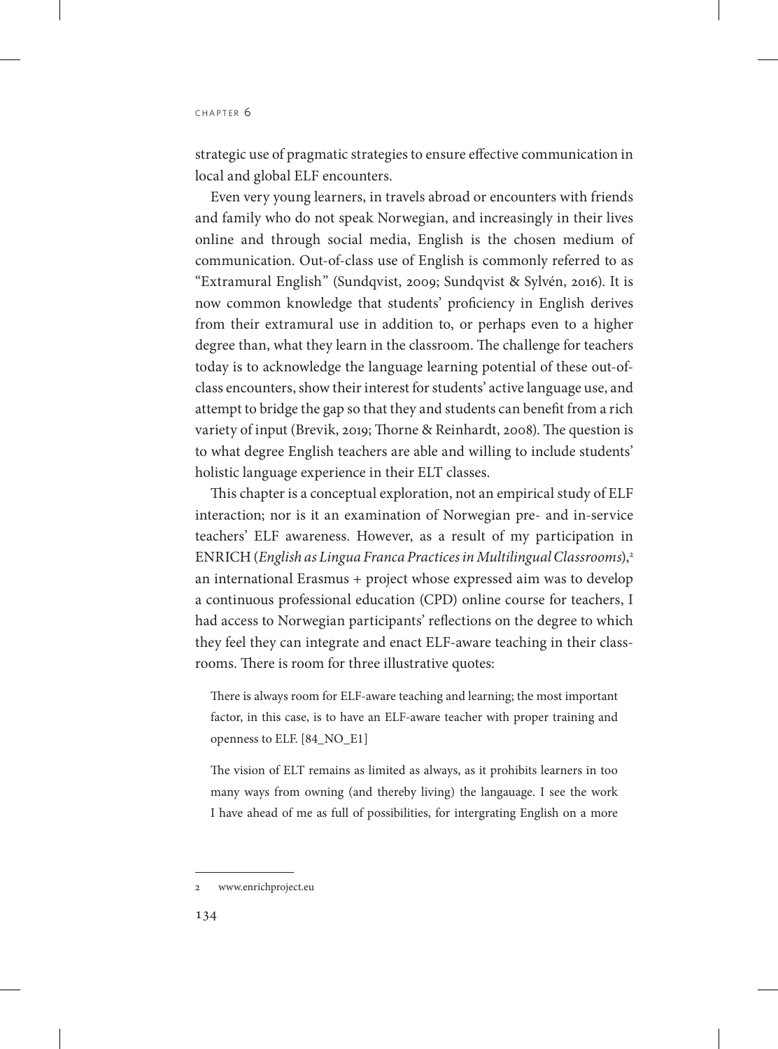strategic use of pragmatic strategies to ensure effective communication in local and global ELF encounters.

Even very young learners, in travels abroad or encounters with friends and family who do not speak Norwegian, and increasingly in their lives online and through social media, English is the chosen medium of communication. Out-of-class use of English is commonly referred to as "Extramural English" (Sundqvist, 2009; Sundqvist & Sylvén, 2016). It is now common knowledge that students' proficiency in English derives from their extramural use in addition to, or perhaps even to a higher degree than, what they learn in the classroom. The challenge for teachers today is to acknowledge the language learning potential of these out-of-class encounters, show their interest for students' active language use, and attempt to bridge the gap so that they and students can benefit from a rich variety of input (Brevik, 2019; Thorne & Reinhardt, 2008). The question is to what degree English teachers are able and willing to include students' holistic language experience in their ELT classes.

This chapter is a conceptual exploration, not an empirical study of ELF interaction; nor is it an examination of Norwegian pre- and in-service teachers' ELF awareness. However, as a result of my participation in ENRICH (*English as Lingua Franca Practices in Multilingual Classrooms*),[2] an international Erasmus + project whose expressed aim was to develop a continuous professional education (CPD) online course for teachers, I had access to Norwegian participants' reflections on the degree to which they feel they can integrate and enact ELF-aware teaching in their classrooms. There is room for three illustrative quotes:

> There is always room for ELF-aware teaching and learning; the most important factor, in this case, is to have an ELF-aware teacher with proper training and openness to ELF. [84_NO_E1]

> The vision of ELT remains as limited as always, as it prohibits learners in too many ways from owning (and thereby living) the langauage. I see the work I have ahead of me as full of possibilities, for intergrating English on a more

---

2 www.enrichproject.eu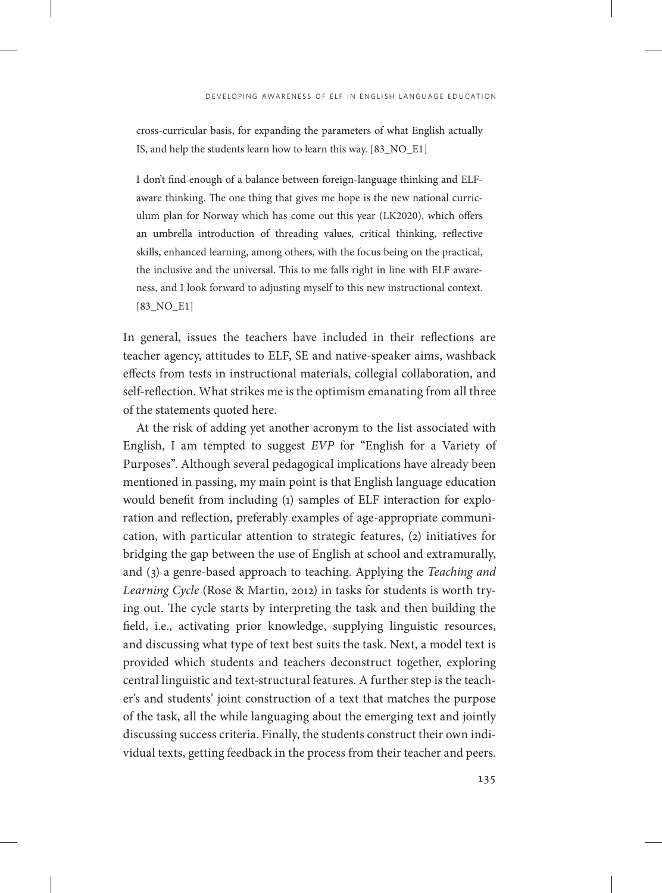> cross-curricular basis, for expanding the parameters of what English actually IS, and help the students learn how to learn this way. [83_NO_E1]

> I don't find enough of a balance between foreign-language thinking and ELF-aware thinking. The one thing that gives me hope is the new national curriculum plan for Norway which has come out this year (LK2020), which offers an umbrella introduction of threading values, critical thinking, reflective skills, enhanced learning, among others, with the focus being on the practical, the inclusive and the universal. This to me falls right in line with ELF awareness, and I look forward to adjusting myself to this new instructional context. [83_NO_E1]

In general, issues the teachers have included in their reflections are teacher agency, attitudes to ELF, SE and native-speaker aims, washback effects from tests in instructional materials, collegial collaboration, and self-reflection. What strikes me is the optimism emanating from all three of the statements quoted here.

At the risk of adding yet another acronym to the list associated with English, I am tempted to suggest *EVP* for "English for a Variety of Purposes". Although several pedagogical implications have already been mentioned in passing, my main point is that English language education would benefit from including (1) samples of ELF interaction for exploration and reflection, preferably examples of age-appropriate communication, with particular attention to strategic features, (2) initiatives for bridging the gap between the use of English at school and extramurally, and (3) a genre-based approach to teaching. Applying the *Teaching and Learning Cycle* (Rose & Martin, 2012) in tasks for students is worth trying out. The cycle starts by interpreting the task and then building the field, i.e., activating prior knowledge, supplying linguistic resources, and discussing what type of text best suits the task. Next, a model text is provided which students and teachers deconstruct together, exploring central linguistic and text-structural features. A further step is the teacher's and students' joint construction of a text that matches the purpose of the task, all the while languaging about the emerging text and jointly discussing success criteria. Finally, the students construct their own individual texts, getting feedback in the process from their teacher and peers.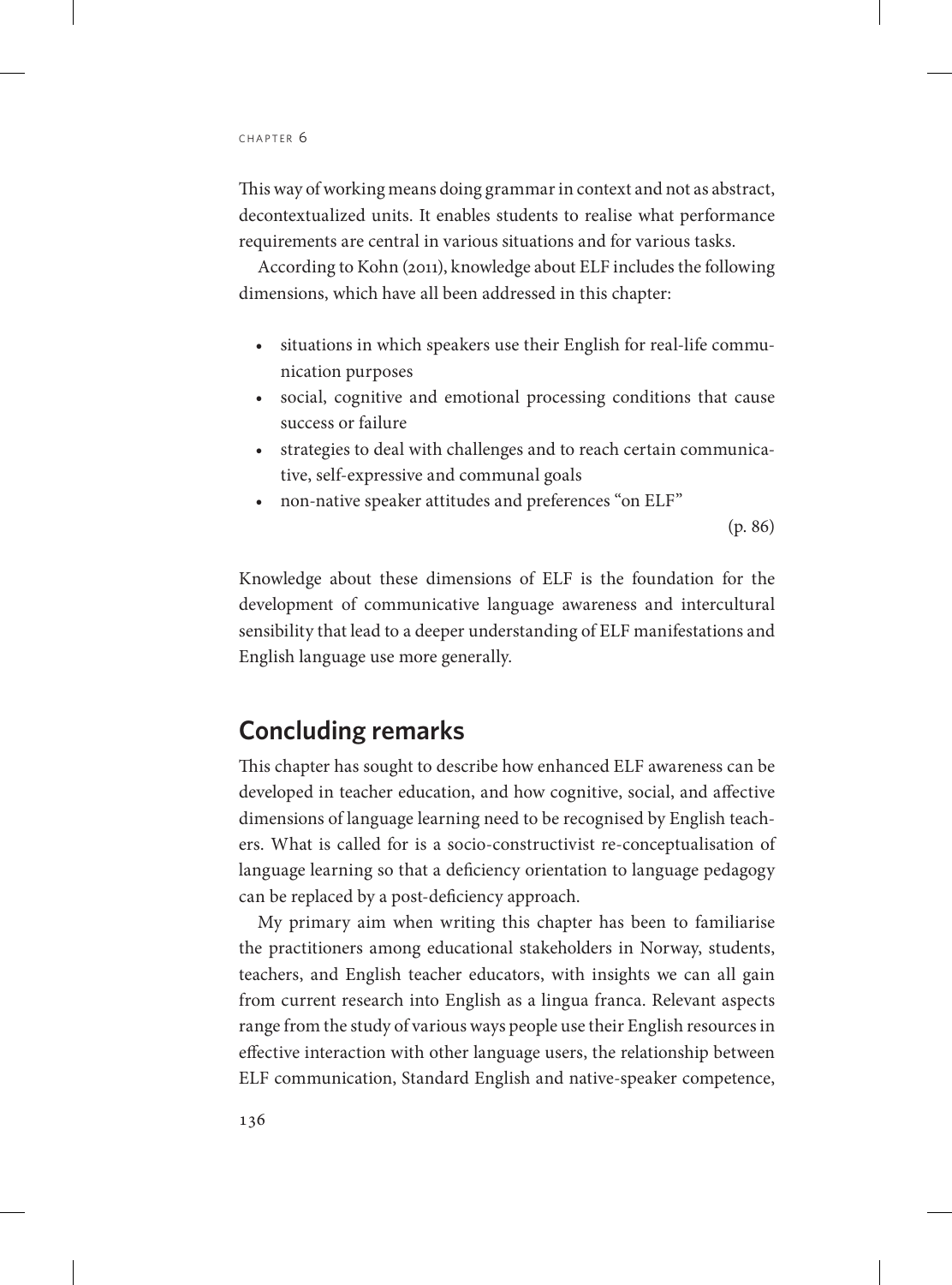This way of working means doing grammar in context and not as abstract, decontextualized units. It enables students to realise what performance requirements are central in various situations and for various tasks.

According to Kohn (2011), knowledge about ELF includes the following dimensions, which have all been addressed in this chapter:

- situations in which speakers use their English for real-life communication purposes
- social, cognitive and emotional processing conditions that cause success or failure
- strategies to deal with challenges and to reach certain communicative, self-expressive and communal goals
- non-native speaker attitudes and preferences "on ELF"

(p. 86)

Knowledge about these dimensions of ELF is the foundation for the development of communicative language awareness and intercultural sensibility that lead to a deeper understanding of ELF manifestations and English language use more generally.

## Concluding remarks

This chapter has sought to describe how enhanced ELF awareness can be developed in teacher education, and how cognitive, social, and affective dimensions of language learning need to be recognised by English teachers. What is called for is a socio-constructivist re-conceptualisation of language learning so that a deficiency orientation to language pedagogy can be replaced by a post-deficiency approach.

My primary aim when writing this chapter has been to familiarise the practitioners among educational stakeholders in Norway, students, teachers, and English teacher educators, with insights we can all gain from current research into English as a lingua franca. Relevant aspects range from the study of various ways people use their English resources in effective interaction with other language users, the relationship between ELF communication, Standard English and native-speaker competence,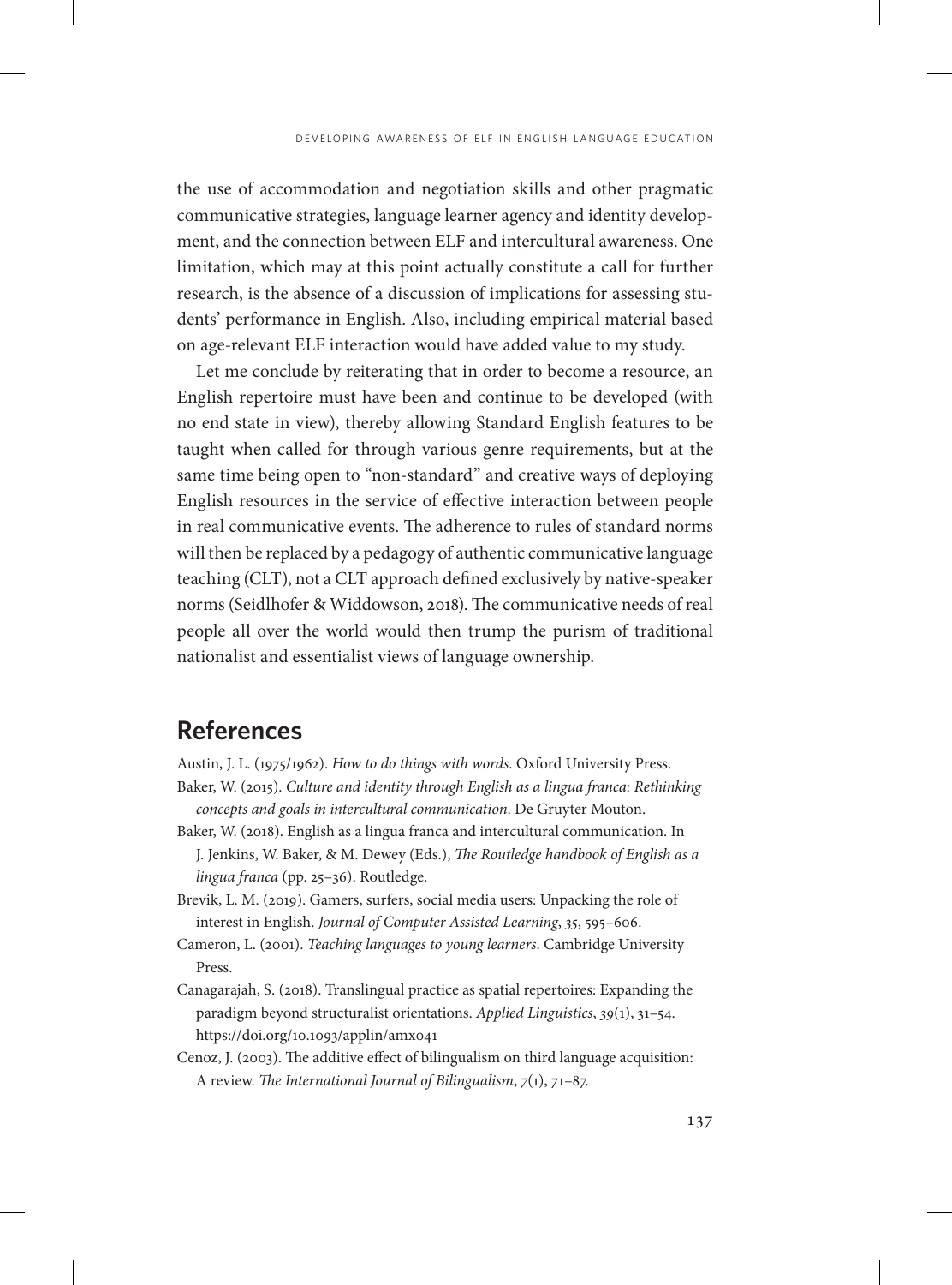the use of accommodation and negotiation skills and other pragmatic communicative strategies, language learner agency and identity development, and the connection between ELF and intercultural awareness. One limitation, which may at this point actually constitute a call for further research, is the absence of a discussion of implications for assessing students' performance in English. Also, including empirical material based on age-relevant ELF interaction would have added value to my study.

Let me conclude by reiterating that in order to become a resource, an English repertoire must have been and continue to be developed (with no end state in view), thereby allowing Standard English features to be taught when called for through various genre requirements, but at the same time being open to "non-standard" and creative ways of deploying English resources in the service of effective interaction between people in real communicative events. The adherence to rules of standard norms will then be replaced by a pedagogy of authentic communicative language teaching (CLT), not a CLT approach defined exclusively by native-speaker norms (Seidlhofer & Widdowson, 2018). The communicative needs of real people all over the world would then trump the purism of traditional nationalist and essentialist views of language ownership.

## References

Austin, J. L. (1975/1962). *How to do things with words*. Oxford University Press.

Baker, W. (2015). *Culture and identity through English as a lingua franca: Rethinking concepts and goals in intercultural communication*. De Gruyter Mouton.

Baker, W. (2018). English as a lingua franca and intercultural communication. In J. Jenkins, W. Baker, & M. Dewey (Eds.), *The Routledge handbook of English as a lingua franca* (pp. 25–36). Routledge.

Brevik, L. M. (2019). Gamers, surfers, social media users: Unpacking the role of interest in English. *Journal of Computer Assisted Learning*, *35*, 595–606.

Cameron, L. (2001). *Teaching languages to young learners*. Cambridge University Press.

Canagarajah, S. (2018). Translingual practice as spatial repertoires: Expanding the paradigm beyond structuralist orientations. *Applied Linguistics*, *39*(1), 31–54. https://doi.org/10.1093/applin/amx041

Cenoz, J. (2003). The additive effect of bilingualism on third language acquisition: A review. *The International Journal of Bilingualism*, *7*(1), 71–87.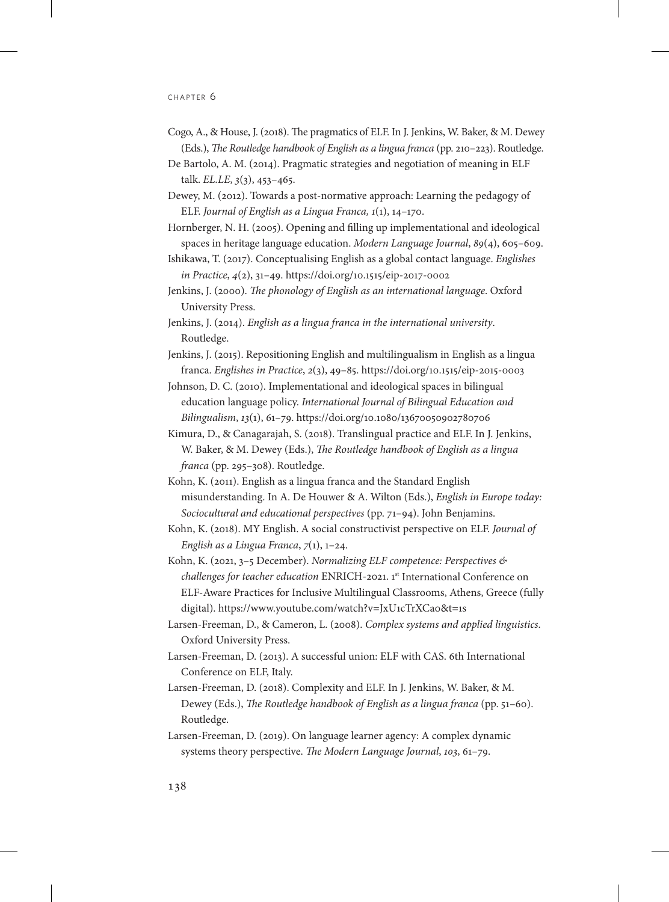Cogo, A., & House, J. (2018). The pragmatics of ELF. In J. Jenkins, W. Baker, & M. Dewey (Eds.), *The Routledge handbook of English as a lingua franca* (pp. 210–223). Routledge.

De Bartolo, A. M. (2014). Pragmatic strategies and negotiation of meaning in ELF talk. *EL.LE*, *3*(3), 453–465.

Dewey, M. (2012). Towards a post-normative approach: Learning the pedagogy of ELF. *Journal of English as a Lingua Franca, 1*(1), 14–170.

Hornberger, N. H. (2005). Opening and filling up implementational and ideological spaces in heritage language education. *Modern Language Journal*, *89*(4), 605–609.

Ishikawa, T. (2017). Conceptualising English as a global contact language. *Englishes in Practice*, *4*(2), 31–49. https://doi.org/10.1515/eip-2017-0002

Jenkins, J. (2000). *The phonology of English as an international language*. Oxford University Press.

Jenkins, J. (2014). *English as a lingua franca in the international university*. Routledge.

Jenkins, J. (2015). Repositioning English and multilingualism in English as a lingua franca. *Englishes in Practice*, *2*(3), 49–85. https://doi.org/10.1515/eip-2015-0003

Johnson, D. C. (2010). Implementational and ideological spaces in bilingual education language policy. *International Journal of Bilingual Education and Bilingualism*, *13*(1), 61–79. https://doi.org/10.1080/13670050902780706

Kimura, D., & Canagarajah, S. (2018). Translingual practice and ELF. In J. Jenkins, W. Baker, & M. Dewey (Eds.), *The Routledge handbook of English as a lingua franca* (pp. 295–308). Routledge.

Kohn, K. (2011). English as a lingua franca and the Standard English misunderstanding. In A. De Houwer & A. Wilton (Eds.), *English in Europe today: Sociocultural and educational perspectives* (pp. 71–94). John Benjamins.

Kohn, K. (2018). MY English. A social constructivist perspective on ELF. *Journal of English as a Lingua Franca*, *7*(1), 1–24.

Kohn, K. (2021, 3–5 December). *Normalizing ELF competence: Perspectives & challenges for teacher education* ENRICH-2021. 1st International Conference on ELF-Aware Practices for Inclusive Multilingual Classrooms, Athens, Greece (fully digital). https://www.youtube.com/watch?v=JxU1cTrXCa0&t=1s

Larsen-Freeman, D., & Cameron, L. (2008). *Complex systems and applied linguistics*. Oxford University Press.

Larsen-Freeman, D. (2013). A successful union: ELF with CAS. 6th International Conference on ELF, Italy.

Larsen-Freeman, D. (2018). Complexity and ELF. In J. Jenkins, W. Baker, & M. Dewey (Eds.), *The Routledge handbook of English as a lingua franca* (pp. 51–60). Routledge.

Larsen-Freeman, D. (2019). On language learner agency: A complex dynamic systems theory perspective. *The Modern Language Journal*, *103*, 61–79.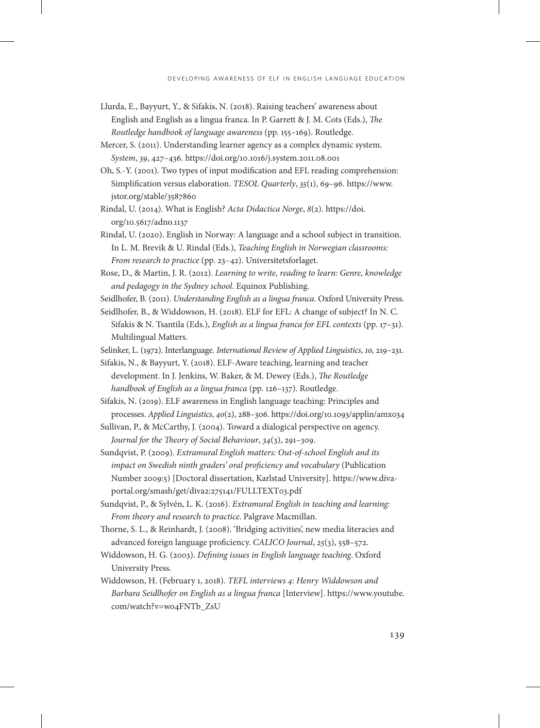Llurda, E., Bayyurt, Y., & Sifakis, N. (2018). Raising teachers' awareness about English and English as a lingua franca. In P. Garrett & J. M. Cots (Eds.), *The Routledge handbook of language awareness* (pp. 155–169). Routledge.

Mercer, S. (2011). Understanding learner agency as a complex dynamic system. *System*, *39*, 427–436. https://doi.org/10.1016/j.system.2011.08.001

Oh, S.-Y. (2001). Two types of input modification and EFL reading comprehension: Simplification versus elaboration. *TESOL Quarterly*, *35*(1), 69–96. https://www.jstor.org/stable/3587860

Rindal, U. (2014). What is English? *Acta Didactica Norge*, *8*(2). https://doi.org/10.5617/adno.1137

Rindal, U. (2020). English in Norway: A language and a school subject in transition. In L. M. Brevik & U. Rindal (Eds.), *Teaching English in Norwegian classrooms: From research to practice* (pp. 23–42). Universitetsforlaget.

Rose, D., & Martin, J. R. (2012). *Learning to write, reading to learn: Genre, knowledge and pedagogy in the Sydney school*. Equinox Publishing.

Seidlhofer, B. (2011). *Understanding English as a lingua franca*. Oxford University Press.

Seidlhofer, B., & Widdowson, H. (2018). ELF for EFL: A change of subject? In N. C. Sifakis & N. Tsantila (Eds.), *English as a lingua franca for EFL contexts* (pp. 17–31). Multilingual Matters.

Selinker, L. (1972). Interlanguage. *International Review of Applied Linguistics*, *10*, 219–231.

Sifakis, N., & Bayyurt, Y. (2018). ELF-Aware teaching, learning and teacher development. In J. Jenkins, W. Baker, & M. Dewey (Eds.), *The Routledge handbook of English as a lingua franca* (pp. 126–137). Routledge.

Sifakis, N. (2019). ELF awareness in English language teaching: Principles and processes. *Applied Linguistics*, *40*(2), 288–306. https://doi.org/10.1093/applin/amx034

Sullivan, P., & McCarthy, J. (2004). Toward a dialogical perspective on agency. *Journal for the Theory of Social Behaviour*, *34*(3), 291–309.

Sundqvist, P. (2009). *Extramural English matters: Out-of-school English and its impact on Swedish ninth graders' oral proficiency and vocabulary* (Publication Number 2009:5) [Doctoral dissertation, Karlstad University]. https://www.diva-portal.org/smash/get/diva2:275141/FULLTEXT03.pdf

Sundqvist, P., & Sylvén, L. K. (2016). *Extramural English in teaching and learning: From theory and research to practice*. Palgrave Macmillan.

Thorne, S. L., & Reinhardt, J. (2008). 'Bridging activities', new media literacies and advanced foreign language proficiency. *CALICO Journal*, *25*(3), 558–572.

Widdowson, H. G. (2003). *Defining issues in English language teaching*. Oxford University Press.

Widdowson, H. (February 1, 2018). *TEFL interviews 4: Henry Widdowson and Barbara Seidlhofer on English as a lingua franca* [Interview]. https://www.youtube.com/watch?v=wo4FNTb_ZsU